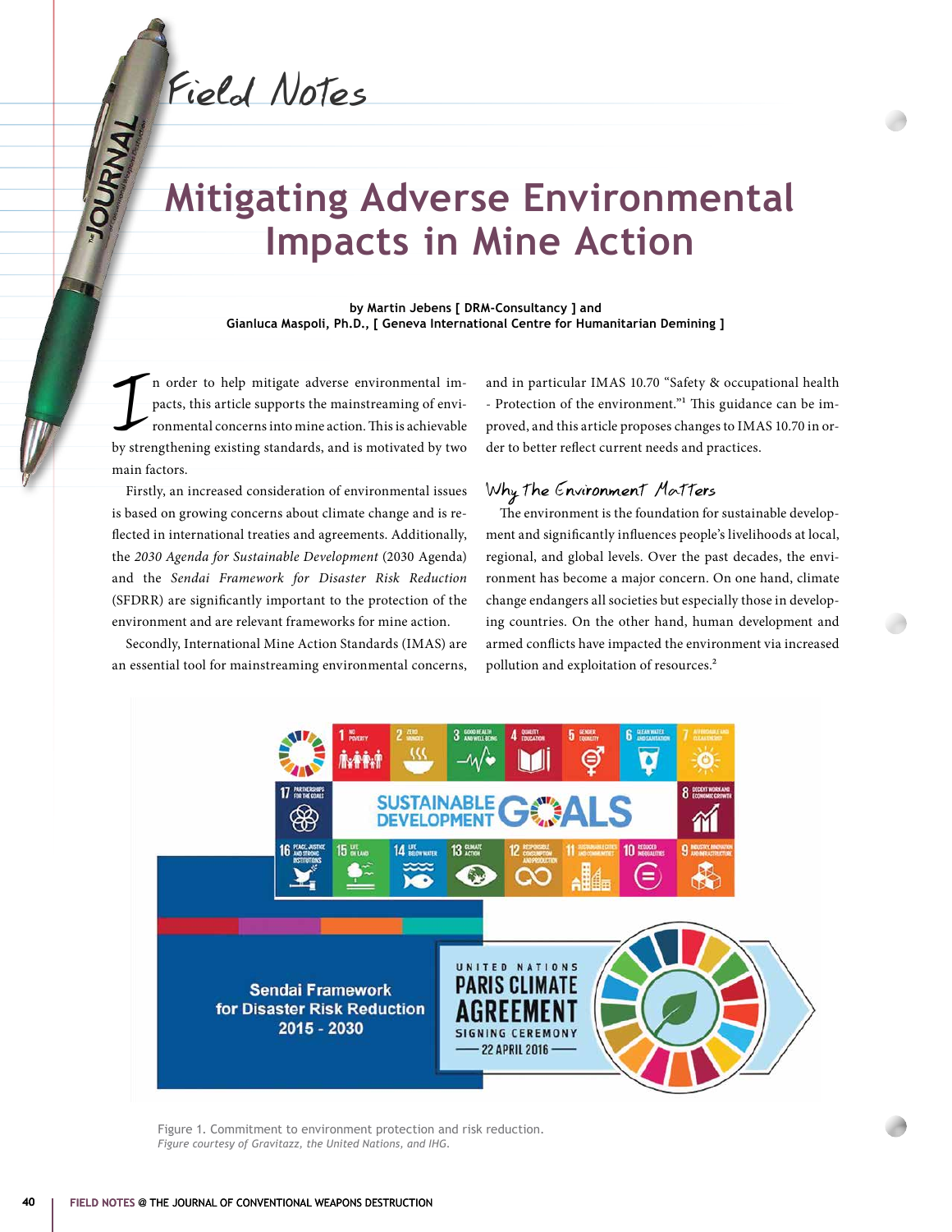Field Notes

# Mitigating Adverse Environmental Impacts in Mine Action

**by Martin Jebens [ DRM-Consultancy ] and Gianluca Maspoli, Ph.D., [ Geneva International Centre for Humanitarian Demining ]**

In order to help mitigate adverse environmental impacts, this article supports the mainstreaming of environmental concerns into mine action. This is achievable by strengthening existing standards, and is motivated by two main factors.

Firstly, an increased consideration of environmental issues is based on growing concerns about climate change and is reflected in international treaties and agreements. Additionally, the *2030 Agenda for Sustainable Development* (2030 Agenda) and the *Sendai Framework for Disaster Risk Reduction* (SFDRR) are significantly important to the protection of the environment and are relevant frameworks for mine action.

Secondly, International Mine Action Standards (IMAS) are an essential tool for mainstreaming environmental concerns, and in particular IMAS 10.70 "Safety & occupational health - Protection of the environment."[1] This guidance can be improved, and this article proposes changes to IMAS 10.70 in order to better reflect current needs and practices.

## Why the Environment Matters

The environment is the foundation for sustainable development and significantly influences people's livelihoods at local, regional, and global levels. Over the past decades, the environment has become a major concern. On one hand, climate change endangers all societies but especially those in developing countries. On the other hand, human development and armed conflicts have impacted the environment via increased pollution and exploitation of resources.[2]

Figure 1. Commitment to environment protection and risk reduction.
*Figure courtesy of Gravitazz, the United Nations, and IHG.*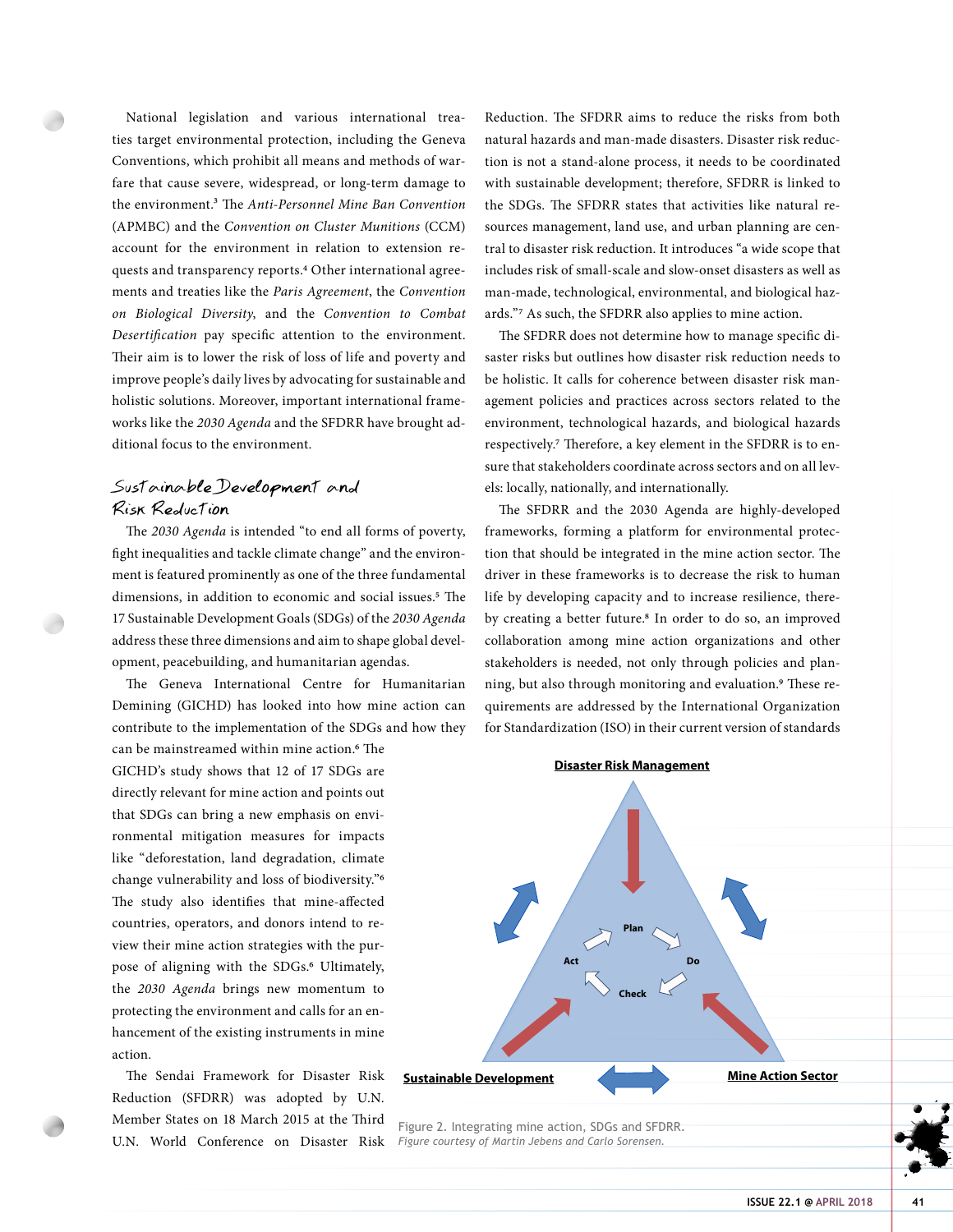National legislation and various international treaties target environmental protection, including the Geneva Conventions, which prohibit all means and methods of warfare that cause severe, widespread, or long-term damage to the environment.[3] The *Anti-Personnel Mine Ban Convention* (APMBC) and the *Convention on Cluster Munitions* (CCM) account for the environment in relation to extension requests and transparency reports.[4] Other international agreements and treaties like the *Paris Agreement*, the *Convention on Biological Diversity*, and the *Convention to Combat Desertification* pay specific attention to the environment. Their aim is to lower the risk of loss of life and poverty and improve people's daily lives by advocating for sustainable and holistic solutions. Moreover, important international frameworks like the *2030 Agenda* and the SFDRR have brought additional focus to the environment.

## Sustainable Development and Risk Reduction

The *2030 Agenda* is intended "to end all forms of poverty, fight inequalities and tackle climate change" and the environment is featured prominently as one of the three fundamental dimensions, in addition to economic and social issues.[5] The 17 Sustainable Development Goals (SDGs) of the *2030 Agenda* address these three dimensions and aim to shape global development, peacebuilding, and humanitarian agendas.

The Geneva International Centre for Humanitarian Demining (GICHD) has looked into how mine action can contribute to the implementation of the SDGs and how they can be mainstreamed within mine action.[6] The GICHD's study shows that 12 of 17 SDGs are directly relevant for mine action and points out that SDGs can bring a new emphasis on environmental mitigation measures for impacts like "deforestation, land degradation, climate change vulnerability and loss of biodiversity."[6] The study also identifies that mine-affected countries, operators, and donors intend to review their mine action strategies with the purpose of aligning with the SDGs.[6] Ultimately, the *2030 Agenda* brings new momentum to protecting the environment and calls for an enhancement of the existing instruments in mine action.

The Sendai Framework for Disaster Risk Reduction (SFDRR) was adopted by U.N. Member States on 18 March 2015 at the Third U.N. World Conference on Disaster Risk Reduction. The SFDRR aims to reduce the risks from both natural hazards and man-made disasters. Disaster risk reduction is not a stand-alone process, it needs to be coordinated with sustainable development; therefore, SFDRR is linked to the SDGs. The SFDRR states that activities like natural resources management, land use, and urban planning are central to disaster risk reduction. It introduces "a wide scope that includes risk of small-scale and slow-onset disasters as well as man-made, technological, environmental, and biological hazards."[7] As such, the SFDRR also applies to mine action.

The SFDRR does not determine how to manage specific disaster risks but outlines how disaster risk reduction needs to be holistic. It calls for coherence between disaster risk management policies and practices across sectors related to the environment, technological hazards, and biological hazards respectively.[7] Therefore, a key element in the SFDRR is to ensure that stakeholders coordinate across sectors and on all levels: locally, nationally, and internationally.

The SFDRR and the 2030 Agenda are highly-developed frameworks, forming a platform for environmental protection that should be integrated in the mine action sector. The driver in these frameworks is to decrease the risk to human life by developing capacity and to increase resilience, thereby creating a better future.[8] In order to do so, an improved collaboration among mine action organizations and other stakeholders is needed, not only through policies and planning, but also through monitoring and evaluation.[9] These requirements are addressed by the International Organization for Standardization (ISO) in their current version of standards

Figure 2. Integrating mine action, SDGs and SFDRR.
*Figure courtesy of Martin Jebens and Carlo Sorensen.*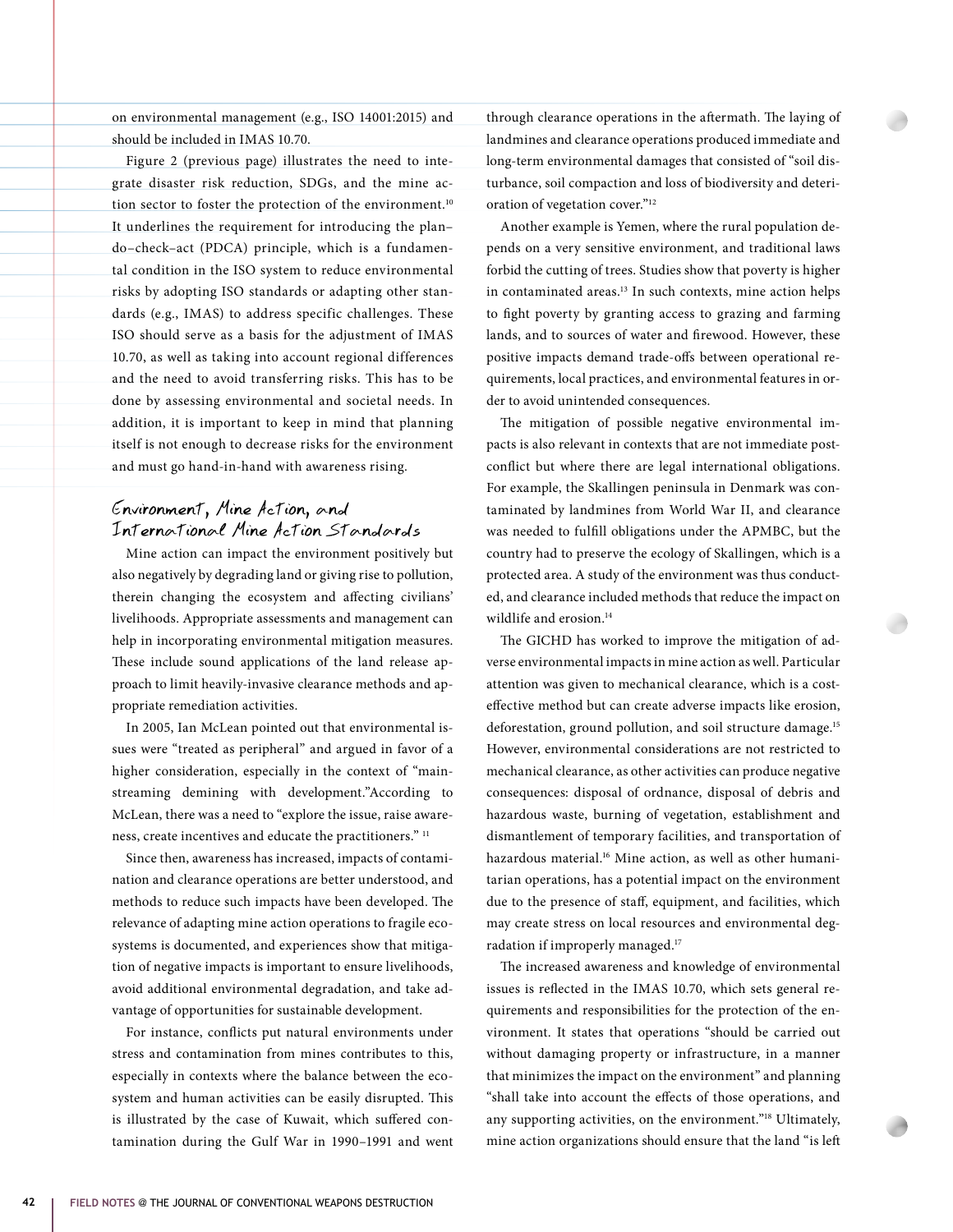on environmental management (e.g., ISO 14001:2015) and should be included in IMAS 10.70.

Figure 2 (previous page) illustrates the need to integrate disaster risk reduction, SDGs, and the mine action sector to foster the protection of the environment.[10] It underlines the requirement for introducing the plan–do–check–act (PDCA) principle, which is a fundamental condition in the ISO system to reduce environmental risks by adopting ISO standards or adapting other standards (e.g., IMAS) to address specific challenges. These ISO should serve as a basis for the adjustment of IMAS 10.70, as well as taking into account regional differences and the need to avoid transferring risks. This has to be done by assessing environmental and societal needs. In addition, it is important to keep in mind that planning itself is not enough to decrease risks for the environment and must go hand-in-hand with awareness rising.

## Environment, Mine Action, and International Mine Action Standards

Mine action can impact the environment positively but also negatively by degrading land or giving rise to pollution, therein changing the ecosystem and affecting civilians' livelihoods. Appropriate assessments and management can help in incorporating environmental mitigation measures. These include sound applications of the land release approach to limit heavily-invasive clearance methods and appropriate remediation activities.

In 2005, Ian McLean pointed out that environmental issues were "treated as peripheral" and argued in favor of a higher consideration, especially in the context of "mainstreaming demining with development."According to McLean, there was a need to "explore the issue, raise awareness, create incentives and educate the practitioners." [11]

Since then, awareness has increased, impacts of contamination and clearance operations are better understood, and methods to reduce such impacts have been developed. The relevance of adapting mine action operations to fragile ecosystems is documented, and experiences show that mitigation of negative impacts is important to ensure livelihoods, avoid additional environmental degradation, and take advantage of opportunities for sustainable development.

For instance, conflicts put natural environments under stress and contamination from mines contributes to this, especially in contexts where the balance between the ecosystem and human activities can be easily disrupted. This is illustrated by the case of Kuwait, which suffered contamination during the Gulf War in 1990–1991 and went through clearance operations in the aftermath. The laying of landmines and clearance operations produced immediate and long-term environmental damages that consisted of "soil disturbance, soil compaction and loss of biodiversity and deterioration of vegetation cover."[12]

Another example is Yemen, where the rural population depends on a very sensitive environment, and traditional laws forbid the cutting of trees. Studies show that poverty is higher in contaminated areas.[13] In such contexts, mine action helps to fight poverty by granting access to grazing and farming lands, and to sources of water and firewood. However, these positive impacts demand trade-offs between operational requirements, local practices, and environmental features in order to avoid unintended consequences.

The mitigation of possible negative environmental impacts is also relevant in contexts that are not immediate post-conflict but where there are legal international obligations. For example, the Skallingen peninsula in Denmark was contaminated by landmines from World War II, and clearance was needed to fulfill obligations under the APMBC, but the country had to preserve the ecology of Skallingen, which is a protected area. A study of the environment was thus conducted, and clearance included methods that reduce the impact on wildlife and erosion.[14]

The GICHD has worked to improve the mitigation of adverse environmental impacts in mine action as well. Particular attention was given to mechanical clearance, which is a cost-effective method but can create adverse impacts like erosion, deforestation, ground pollution, and soil structure damage.[15] However, environmental considerations are not restricted to mechanical clearance, as other activities can produce negative consequences: disposal of ordnance, disposal of debris and hazardous waste, burning of vegetation, establishment and dismantlement of temporary facilities, and transportation of hazardous material.[16] Mine action, as well as other humanitarian operations, has a potential impact on the environment due to the presence of staff, equipment, and facilities, which may create stress on local resources and environmental degradation if improperly managed.[17]

The increased awareness and knowledge of environmental issues is reflected in the IMAS 10.70, which sets general requirements and responsibilities for the protection of the environment. It states that operations "should be carried out without damaging property or infrastructure, in a manner that minimizes the impact on the environment" and planning "shall take into account the effects of those operations, and any supporting activities, on the environment."[18] Ultimately, mine action organizations should ensure that the land "is left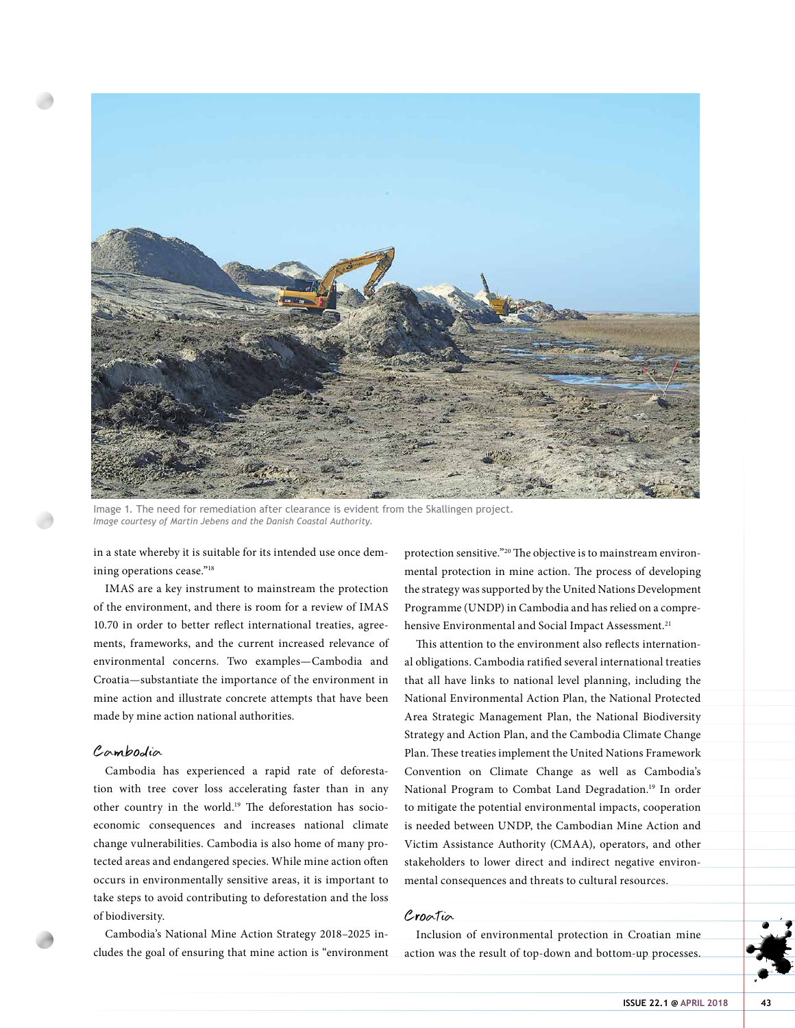Image 1. The need for remediation after clearance is evident from the Skallingen project.
*Image courtesy of Martin Jebens and the Danish Coastal Authority.*

in a state whereby it is suitable for its intended use once demining operations cease."[18]

IMAS are a key instrument to mainstream the protection of the environment, and there is room for a review of IMAS 10.70 in order to better reflect international treaties, agreements, frameworks, and the current increased relevance of environmental concerns. Two examples—Cambodia and Croatia—substantiate the importance of the environment in mine action and illustrate concrete attempts that have been made by mine action national authorities.

### Cambodia

Cambodia has experienced a rapid rate of deforestation with tree cover loss accelerating faster than in any other country in the world.[19] The deforestation has socioeconomic consequences and increases national climate change vulnerabilities. Cambodia is also home of many protected areas and endangered species. While mine action often occurs in environmentally sensitive areas, it is important to take steps to avoid contributing to deforestation and the loss of biodiversity.

Cambodia's National Mine Action Strategy 2018–2025 includes the goal of ensuring that mine action is "environment protection sensitive."[20] The objective is to mainstream environmental protection in mine action. The process of developing the strategy was supported by the United Nations Development Programme (UNDP) in Cambodia and has relied on a comprehensive Environmental and Social Impact Assessment.[21]

This attention to the environment also reflects international obligations. Cambodia ratified several international treaties that all have links to national level planning, including the National Environmental Action Plan, the National Protected Area Strategic Management Plan, the National Biodiversity Strategy and Action Plan, and the Cambodia Climate Change Plan. These treaties implement the United Nations Framework Convention on Climate Change as well as Cambodia's National Program to Combat Land Degradation.[19] In order to mitigate the potential environmental impacts, cooperation is needed between UNDP, the Cambodian Mine Action and Victim Assistance Authority (CMAA), operators, and other stakeholders to lower direct and indirect negative environmental consequences and threats to cultural resources.

### Croatia

Inclusion of environmental protection in Croatian mine action was the result of top-down and bottom-up processes.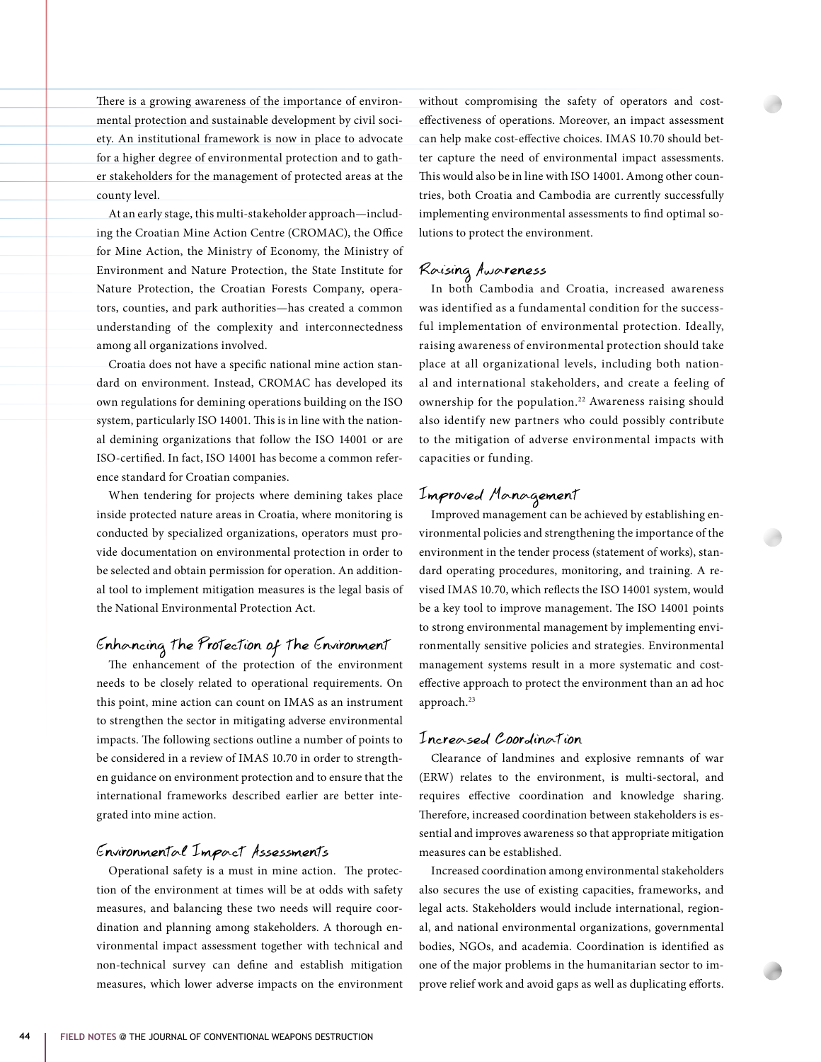There is a growing awareness of the importance of environmental protection and sustainable development by civil society. An institutional framework is now in place to advocate for a higher degree of environmental protection and to gather stakeholders for the management of protected areas at the county level.

At an early stage, this multi-stakeholder approach—including the Croatian Mine Action Centre (CROMAC), the Office for Mine Action, the Ministry of Economy, the Ministry of Environment and Nature Protection, the State Institute for Nature Protection, the Croatian Forests Company, operators, counties, and park authorities—has created a common understanding of the complexity and interconnectedness among all organizations involved.

Croatia does not have a specific national mine action standard on environment. Instead, CROMAC has developed its own regulations for demining operations building on the ISO system, particularly ISO 14001. This is in line with the national demining organizations that follow the ISO 14001 or are ISO-certified. In fact, ISO 14001 has become a common reference standard for Croatian companies.

When tendering for projects where demining takes place inside protected nature areas in Croatia, where monitoring is conducted by specialized organizations, operators must provide documentation on environmental protection in order to be selected and obtain permission for operation. An additional tool to implement mitigation measures is the legal basis of the National Environmental Protection Act.

## Enhancing the Protection of the Environment

The enhancement of the protection of the environment needs to be closely related to operational requirements. On this point, mine action can count on IMAS as an instrument to strengthen the sector in mitigating adverse environmental impacts. The following sections outline a number of points to be considered in a review of IMAS 10.70 in order to strengthen guidance on environment protection and to ensure that the international frameworks described earlier are better integrated into mine action.

### Environmental Impact Assessments

Operational safety is a must in mine action. The protection of the environment at times will be at odds with safety measures, and balancing these two needs will require coordination and planning among stakeholders. A thorough environmental impact assessment together with technical and non-technical survey can define and establish mitigation measures, which lower adverse impacts on the environment without compromising the safety of operators and cost-effectiveness of operations. Moreover, an impact assessment can help make cost-effective choices. IMAS 10.70 should better capture the need of environmental impact assessments. This would also be in line with ISO 14001. Among other countries, both Croatia and Cambodia are currently successfully implementing environmental assessments to find optimal solutions to protect the environment.

### Raising Awareness

In both Cambodia and Croatia, increased awareness was identified as a fundamental condition for the successful implementation of environmental protection. Ideally, raising awareness of environmental protection should take place at all organizational levels, including both national and international stakeholders, and create a feeling of ownership for the population.[22] Awareness raising should also identify new partners who could possibly contribute to the mitigation of adverse environmental impacts with capacities or funding.

### Improved Management

Improved management can be achieved by establishing environmental policies and strengthening the importance of the environment in the tender process (statement of works), standard operating procedures, monitoring, and training. A revised IMAS 10.70, which reflects the ISO 14001 system, would be a key tool to improve management. The ISO 14001 points to strong environmental management by implementing environmentally sensitive policies and strategies. Environmental management systems result in a more systematic and cost-effective approach to protect the environment than an ad hoc approach.[23]

### Increased Coordination

Clearance of landmines and explosive remnants of war (ERW) relates to the environment, is multi-sectoral, and requires effective coordination and knowledge sharing. Therefore, increased coordination between stakeholders is essential and improves awareness so that appropriate mitigation measures can be established.

Increased coordination among environmental stakeholders also secures the use of existing capacities, frameworks, and legal acts. Stakeholders would include international, regional, and national environmental organizations, governmental bodies, NGOs, and academia. Coordination is identified as one of the major problems in the humanitarian sector to improve relief work and avoid gaps as well as duplicating efforts.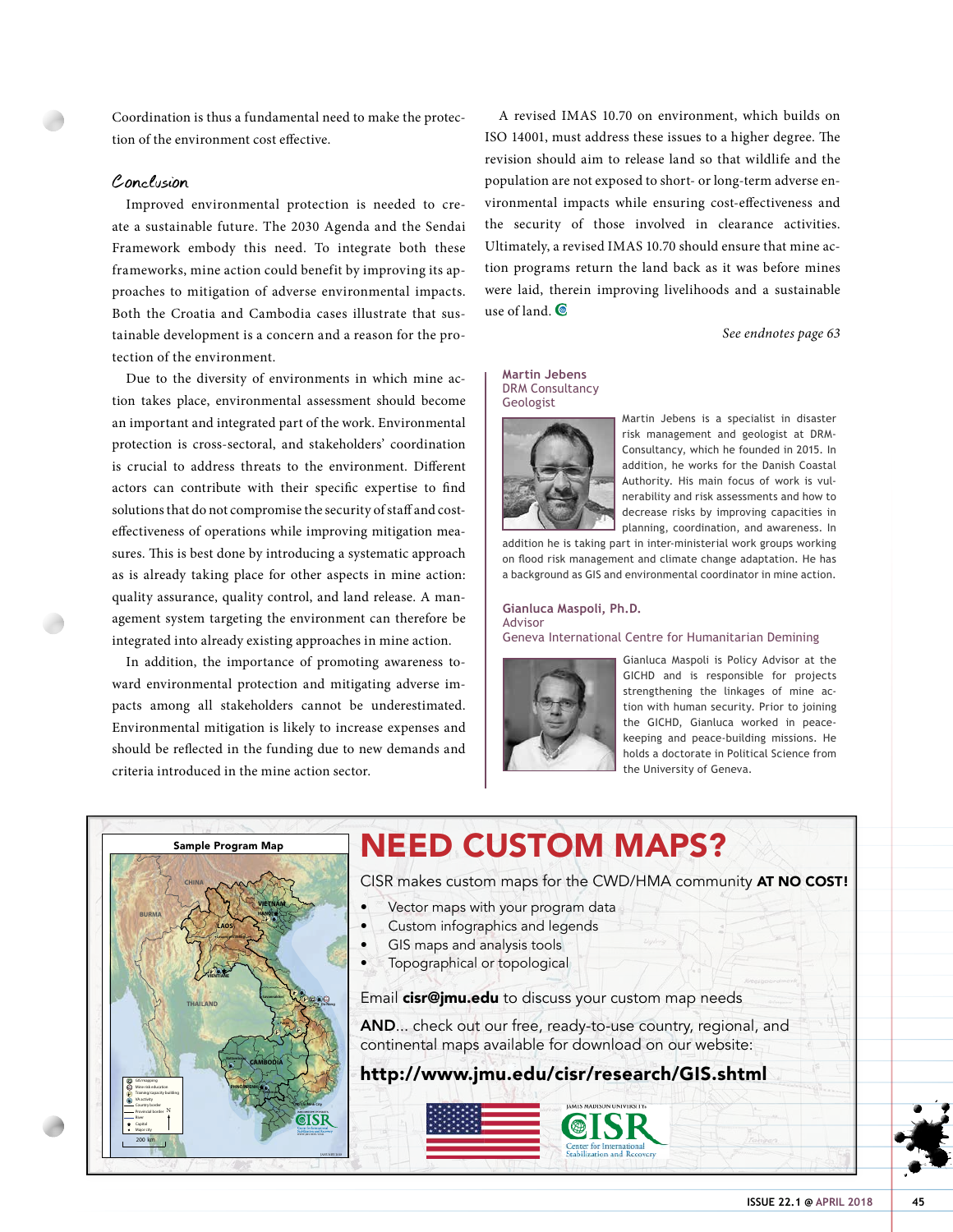Coordination is thus a fundamental need to make the protection of the environment cost effective.

## Conclusion

Improved environmental protection is needed to create a sustainable future. The 2030 Agenda and the Sendai Framework embody this need. To integrate both these frameworks, mine action could benefit by improving its approaches to mitigation of adverse environmental impacts. Both the Croatia and Cambodia cases illustrate that sustainable development is a concern and a reason for the protection of the environment.

Due to the diversity of environments in which mine action takes place, environmental assessment should become an important and integrated part of the work. Environmental protection is cross-sectoral, and stakeholders' coordination is crucial to address threats to the environment. Different actors can contribute with their specific expertise to find solutions that do not compromise the security of staff and cost-effectiveness of operations while improving mitigation measures. This is best done by introducing a systematic approach as is already taking place for other aspects in mine action: quality assurance, quality control, and land release. A management system targeting the environment can therefore be integrated into already existing approaches in mine action.

In addition, the importance of promoting awareness toward environmental protection and mitigating adverse impacts among all stakeholders cannot be underestimated. Environmental mitigation is likely to increase expenses and should be reflected in the funding due to new demands and criteria introduced in the mine action sector.

A revised IMAS 10.70 on environment, which builds on ISO 14001, must address these issues to a higher degree. The revision should aim to release land so that wildlife and the population are not exposed to short- or long-term adverse environmental impacts while ensuring cost-effectiveness and the security of those involved in clearance activities. Ultimately, a revised IMAS 10.70 should ensure that mine action programs return the land back as it was before mines were laid, therein improving livelihoods and a sustainable use of land.

*See endnotes page 63*

**Martin Jebens**
DRM Consultancy
Geologist

Martin Jebens is a specialist in disaster risk management and geologist at DRM-Consultancy, which he founded in 2015. In addition, he works for the Danish Coastal Authority. His main focus of work is vulnerability and risk assessments and how to decrease risks by improving capacities in planning, coordination, and awareness. In addition he is taking part in inter-ministerial work groups working on flood risk management and climate change adaptation. He has a background as GIS and environmental coordinator in mine action.

**Gianluca Maspoli, Ph.D.**
Advisor
Geneva International Centre for Humanitarian Demining

Gianluca Maspoli is Policy Advisor at the GICHD and is responsible for projects strengthening the linkages of mine action with human security. Prior to joining the GICHD, Gianluca worked in peacekeeping and peace-building missions. He holds a doctorate in Political Science from the University of Geneva.

**Sample Program Map**

# NEED CUSTOM MAPS?

CISR makes custom maps for the CWD/HMA community **AT NO COST!**

- Vector maps with your program data
- Custom infographics and legends
- GIS maps and analysis tools
- Topographical or topological

Email **cisr@jmu.edu** to discuss your custom map needs

**AND**... check out our free, ready-to-use country, regional, and continental maps available for download on our website:

**http://www.jmu.edu/cisr/research/GIS.shtml**

JAMES MADISON UNIVERSITY. CISR Center for International Stabilization and Recovery